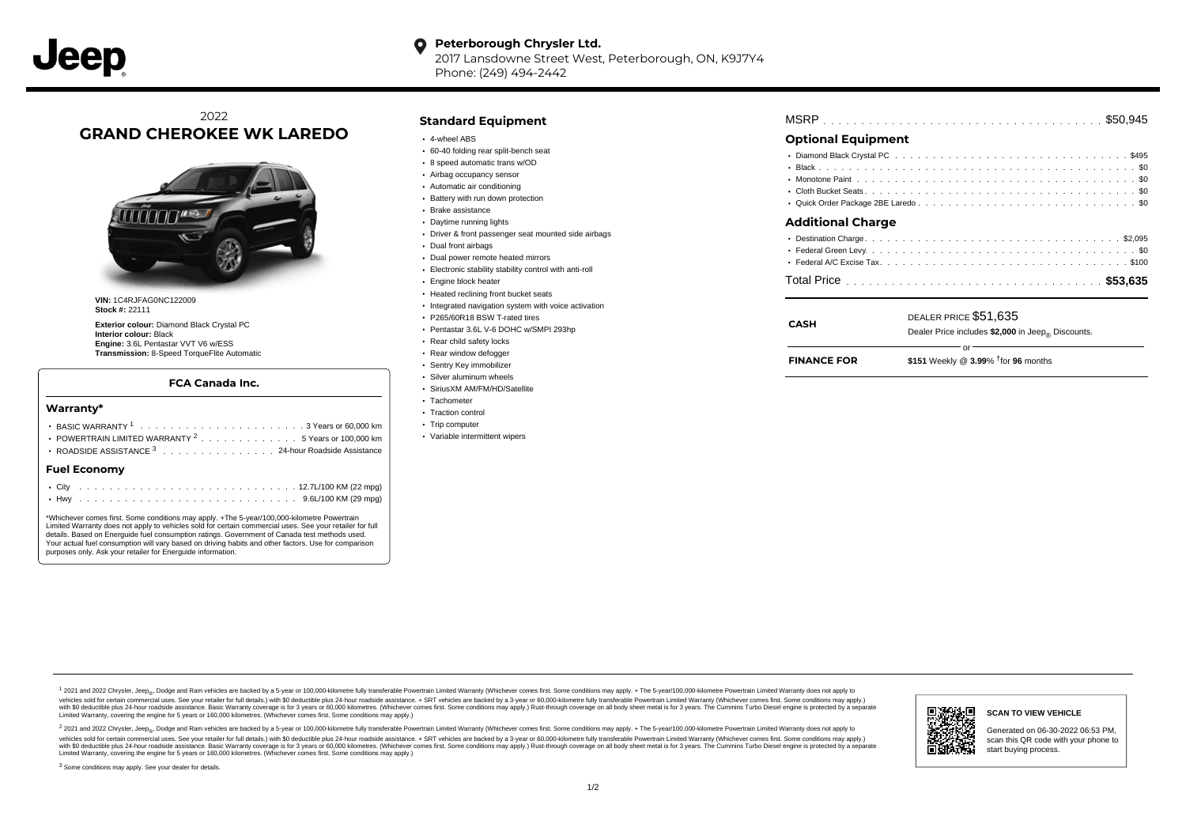**Peterborough Chrysler Ltd.**
2017 Lansdowne Street West, Peterborough, ON, K9J7Y4
Phone: (249) 494-2442

# 2022 GRAND CHEROKEE WK LAREDO

**VIN:** 1C4RJFAG0NC122009
**Stock #:** 22111

**Exterior colour:** Diamond Black Crystal PC
**Interior colour:** Black
**Engine:** 3.6L Pentastar VVT V6 w/ESS
**Transmission:** 8-Speed TorqueFlite Automatic

### FCA Canada Inc.

#### Warranty*

- BASIC WARRANTY [1] . . . . 3 Years or 60,000 km
- POWERTRAIN LIMITED WARRANTY [2] . . . . 5 Years or 100,000 km
- ROADSIDE ASSISTANCE [3] . . . . 24-hour Roadside Assistance

#### Fuel Economy

- City . . . . 12.7L/100 KM (22 mpg)
- Hwy . . . . 9.6L/100 KM (29 mpg)

*Whichever comes first. Some conditions may apply. +The 5-year/100,000-kilometre Powertrain Limited Warranty does not apply to vehicles sold for certain commercial uses. See your retailer for full details. Based on Energuide fuel consumption ratings. Government of Canada test methods used. Your actual fuel consumption will vary based on driving habits and other factors. Use for comparison purposes only. Ask your retailer for Energuide information.

## Standard Equipment

- 4-wheel ABS
- 60-40 folding rear split-bench seat
- 8 speed automatic trans w/OD
- Airbag occupancy sensor
- Automatic air conditioning
- Battery with run down protection
- Brake assistance
- Daytime running lights
- Driver & front passenger seat mounted side airbags
- Dual front airbags
- Dual power remote heated mirrors
- Electronic stability stability control with anti-roll
- Engine block heater
- Heated reclining front bucket seats
- Integrated navigation system with voice activation
- P265/60R18 BSW T-rated tires
- Pentastar 3.6L V-6 DOHC w/SMPI 293hp
- Rear child safety locks
- Rear window defogger
- Sentry Key immobilizer
- Silver aluminum wheels
- SiriusXM AM/FM/HD/Satellite
- Tachometer
- Traction control
- Trip computer
- Variable intermittent wipers

MSRP . . . . $50,945

## Optional Equipment

- Diamond Black Crystal PC . . . . $495
- Black . . . . $0
- Monotone Paint . . . . $0
- Cloth Bucket Seats . . . . $0
- Quick Order Package 2BE Laredo . . . . $0

## Additional Charge

- Destination Charge . . . . $2,095
- Federal Green Levy . . . . $0
- Federal A/C Excise Tax . . . . $100

Total Price . . . . **$53,635**

| | |
|---|---|
| **CASH** | DEALER PRICE $51,635<br>Dealer Price includes **$2,000** in Jeep® Discounts. |
| | or |
| **FINANCE FOR** | **$151** Weekly @ **3.99**% †for **96** months |

[1] 2021 and 2022 Chrysler, Jeep®, Dodge and Ram vehicles are backed by a 5-year or 100,000-kilometre fully transferable Powertrain Limited Warranty (Whichever comes first. Some conditions may apply. + The 5-year/100,000-kilometre Powertrain Limited Warranty does not apply to vehicles sold for certain commercial uses. See your retailer for full details.) with $0 deductible plus 24-hour roadside assistance. + SRT vehicles are backed by a 3-year or 60,000-kilometre fully transferable Powertrain Limited Warranty (Whichever comes first. Some conditions may apply.) with $0 deductible plus 24-hour roadside assistance. Basic Warranty coverage is for 3 years or 60,000 kilometres. (Whichever comes first. Some conditions may apply.) Rust-through coverage on all body sheet metal is for 3 years. The Cummins Turbo Diesel engine is protected by a separate Limited Warranty, covering the engine for 5 years or 160,000 kilometres. (Whichever comes first. Some conditions may apply.)

[2] 2021 and 2022 Chrysler, Jeep®, Dodge and Ram vehicles are backed by a 5-year or 100,000-kilometre fully transferable Powertrain Limited Warranty (Whichever comes first. Some conditions may apply. + The 5-year/100,000-kilometre Powertrain Limited Warranty does not apply to vehicles sold for certain commercial uses. See your retailer for full details.) with $0 deductible plus 24-hour roadside assistance. + SRT vehicles are backed by a 3-year or 60,000-kilometre fully transferable Powertrain Limited Warranty (Whichever comes first. Some conditions may apply.) with $0 deductible plus 24-hour roadside assistance. Basic Warranty coverage is for 3 years or 60,000 kilometres. (Whichever comes first. Some conditions may apply.) Rust-through coverage on all body sheet metal is for 3 years. The Cummins Turbo Diesel engine is protected by a separate Limited Warranty, covering the engine for 5 years or 160,000 kilometres. (Whichever comes first. Some conditions may apply.)

[3] Some conditions may apply. See your dealer for details.

**SCAN TO VIEW VEHICLE**

Generated on 06-30-2022 06:53 PM, scan this QR code with your phone to start buying process.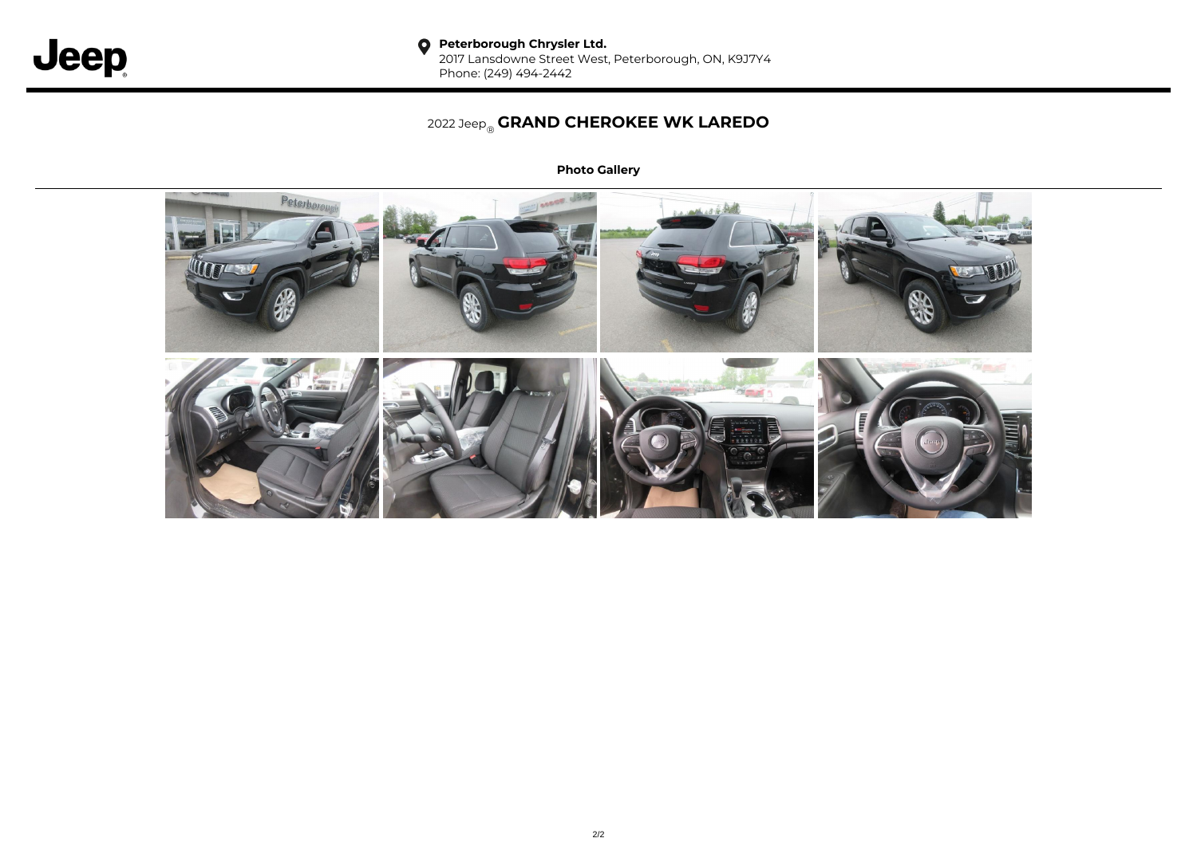**Peterborough Chrysler Ltd.**
2017 Lansdowne Street West, Peterborough, ON, K9J7Y4
Phone: (249) 494-2442

# 2022 Jeep® GRAND CHEROKEE WK LAREDO

**Photo Gallery**